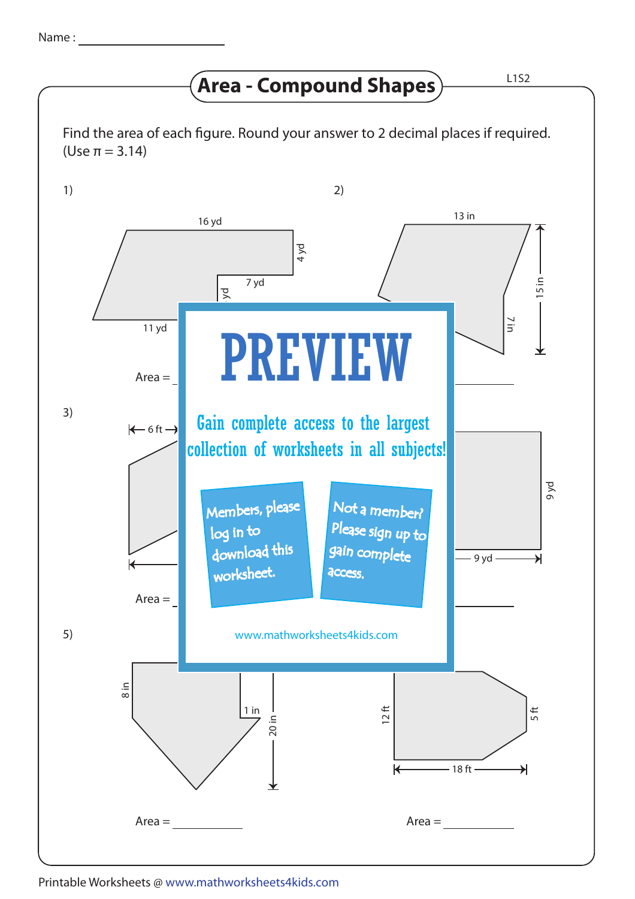Name :

# Area - Compound Shapes

L1S2

Find the area of each figure. Round your answer to 2 decimal places if required. (Use π = 3.14)

1)

16 yd

4 yd

7 yd

yd

11 yd

Area =

2)

13 in

15 in

7 in

3)

6 ft

Area =

9 yd

9 yd

5)

8 in

1 in

20 in

Area =

12 ft

5 ft

18 ft

Area =

PREVIEW

Gain complete access to the largest collection of worksheets in all subjects!

Members, please log in to download this worksheet.

Not a member? Please sign up to gain complete access.

www.mathworksheets4kids.com

Printable Worksheets @ www.mathworksheets4kids.com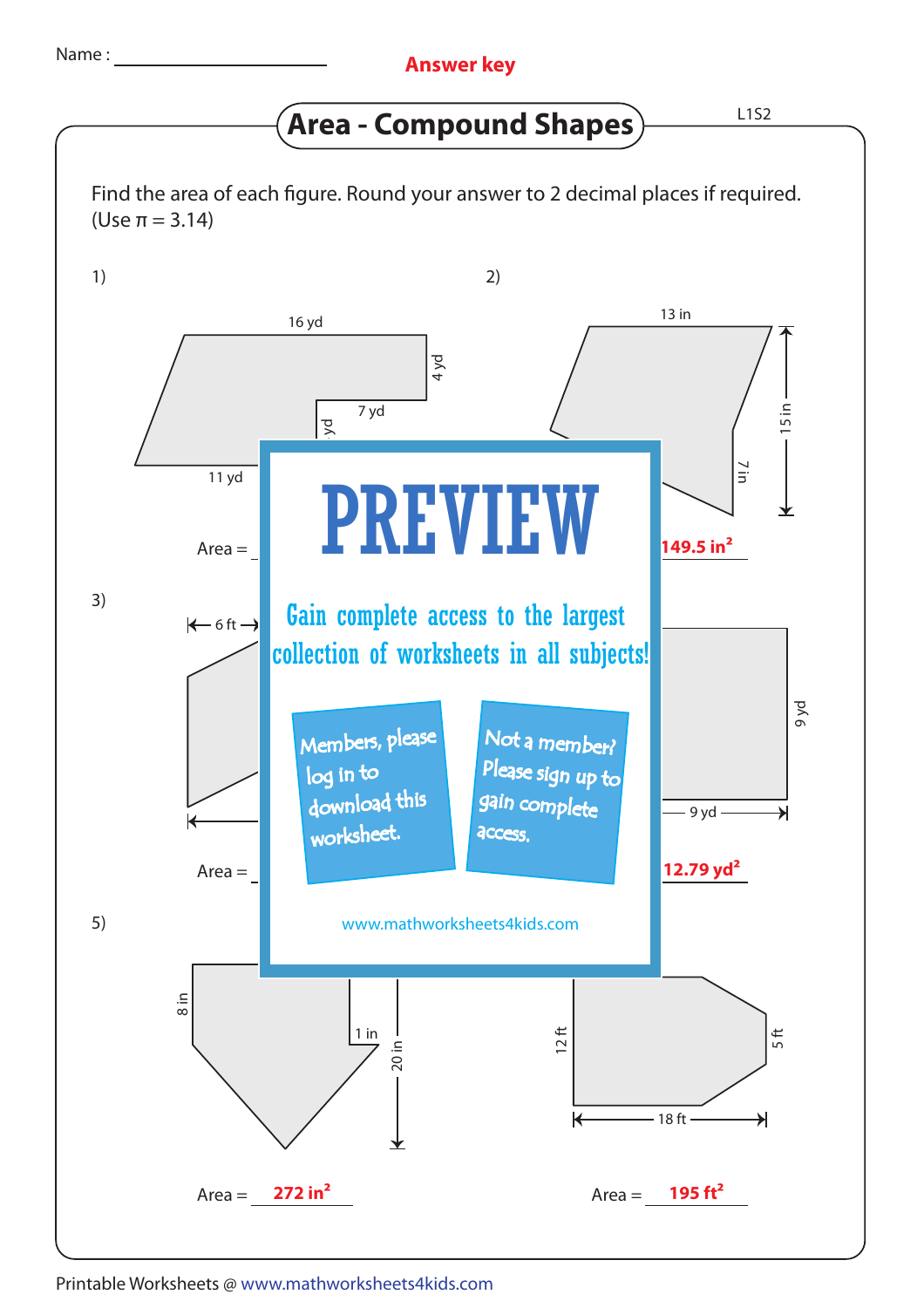Name : ____________________

**Answer key**

# Area - Compound Shapes

L1S2

Find the area of each figure. Round your answer to 2 decimal places if required. (Use π = 3.14)

1)

16 yd

4 yd

7 yd

yd

11 yd

Area = ____

2)

13 in

15 in

7 in

**149.5 in²**

3)

6 ft

Area = ____

9 yd

9 yd

**12.79 yd²**

PREVIEW

Gain complete access to the largest collection of worksheets in all subjects!

Members, please log in to download this worksheet.

Not a member? Please sign up to gain complete access.

www.mathworksheets4kids.com

5)

8 in

1 in

20 in

Area = **272 in²**

12 ft

5 ft

18 ft

Area = **195 ft²**

Printable Worksheets @ www.mathworksheets4kids.com